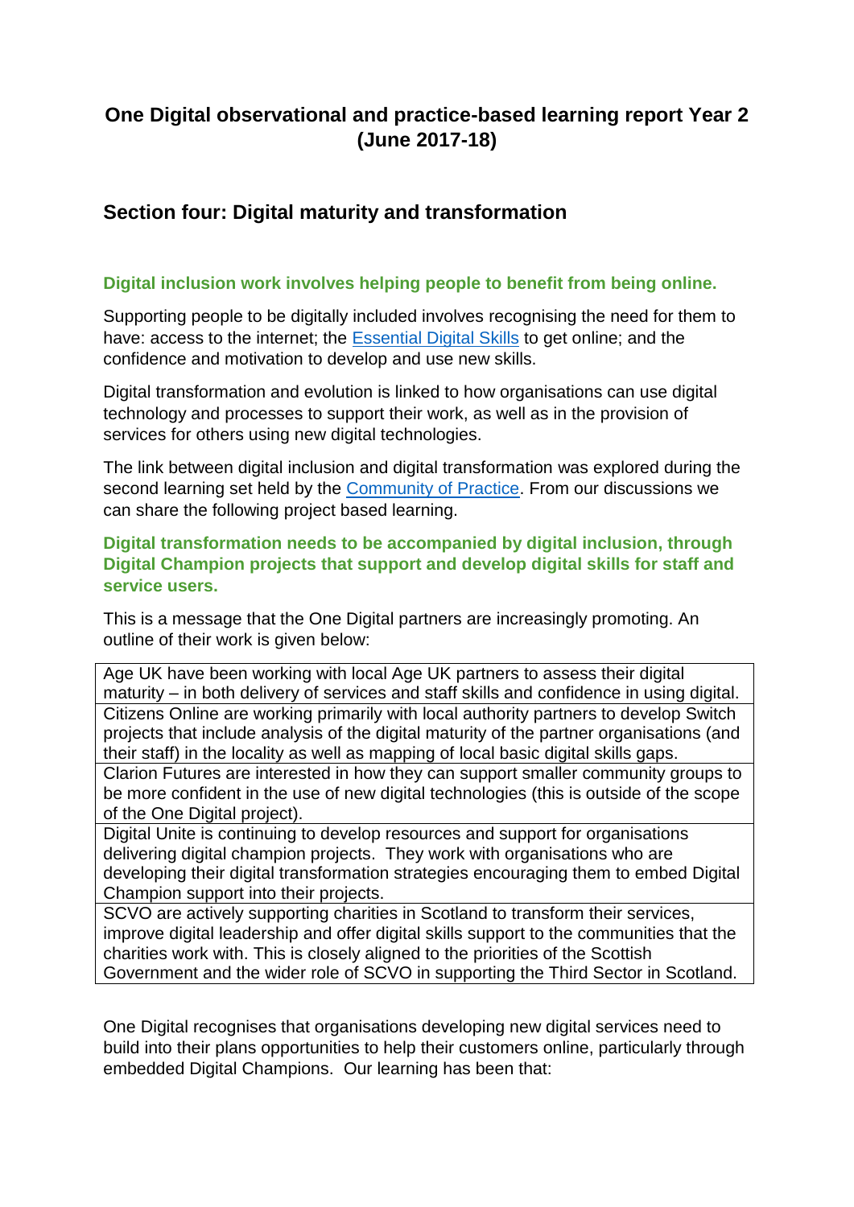# One Digital observational and practice-based learning report Year 2 (June 2017-18)

## Section four: Digital maturity and transformation

**Digital inclusion work involves helping people to benefit from being online.**

Supporting people to be digitally included involves recognising the need for them to have: access to the internet; the Essential Digital Skills to get online; and the confidence and motivation to develop and use new skills.

Digital transformation and evolution is linked to how organisations can use digital technology and processes to support their work, as well as in the provision of services for others using new digital technologies.

The link between digital inclusion and digital transformation was explored during the second learning set held by the Community of Practice. From our discussions we can share the following project based learning.

**Digital transformation needs to be accompanied by digital inclusion, through Digital Champion projects that support and develop digital skills for staff and service users.**

This is a message that the One Digital partners are increasingly promoting. An outline of their work is given below:

| |
|---|
| Age UK have been working with local Age UK partners to assess their digital maturity – in both delivery of services and staff skills and confidence in using digital. |
| Citizens Online are working primarily with local authority partners to develop Switch projects that include analysis of the digital maturity of the partner organisations (and their staff) in the locality as well as mapping of local basic digital skills gaps. |
| Clarion Futures are interested in how they can support smaller community groups to be more confident in the use of new digital technologies (this is outside of the scope of the One Digital project). |
| Digital Unite is continuing to develop resources and support for organisations delivering digital champion projects. They work with organisations who are developing their digital transformation strategies encouraging them to embed Digital Champion support into their projects. |
| SCVO are actively supporting charities in Scotland to transform their services, improve digital leadership and offer digital skills support to the communities that the charities work with. This is closely aligned to the priorities of the Scottish Government and the wider role of SCVO in supporting the Third Sector in Scotland. |

One Digital recognises that organisations developing new digital services need to build into their plans opportunities to help their customers online, particularly through embedded Digital Champions. Our learning has been that: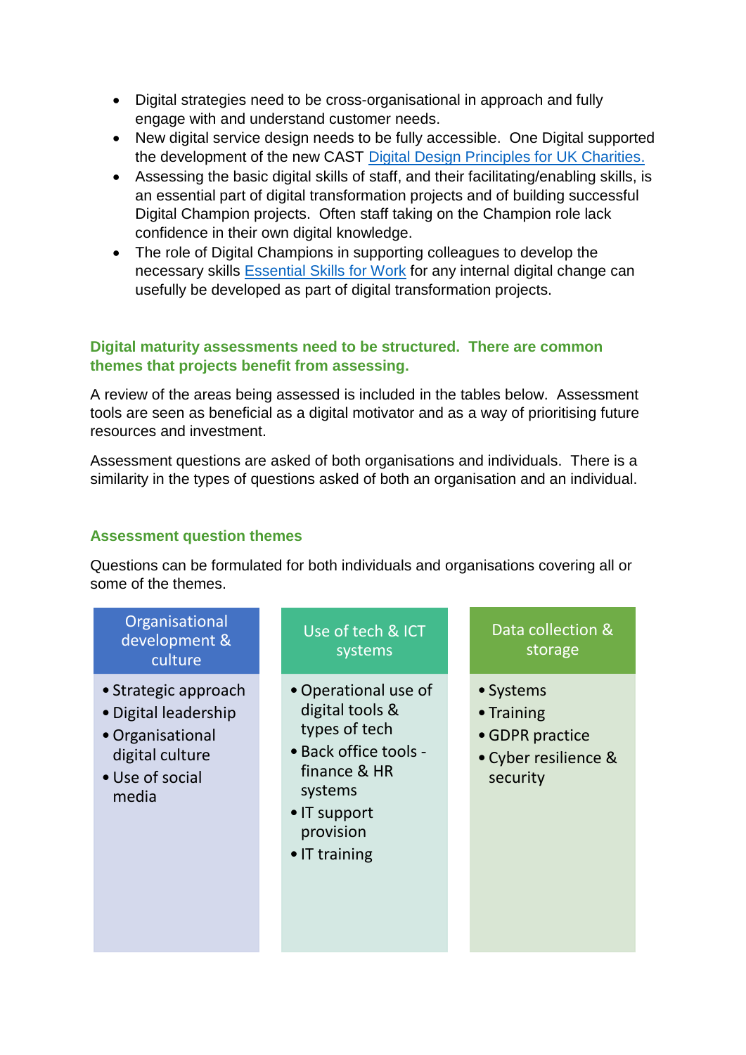- Digital strategies need to be cross-organisational in approach and fully engage with and understand customer needs.
- New digital service design needs to be fully accessible. One Digital supported the development of the new CAST Digital Design Principles for UK Charities.
- Assessing the basic digital skills of staff, and their facilitating/enabling skills, is an essential part of digital transformation projects and of building successful Digital Champion projects. Often staff taking on the Champion role lack confidence in their own digital knowledge.
- The role of Digital Champions in supporting colleagues to develop the necessary skills Essential Skills for Work for any internal digital change can usefully be developed as part of digital transformation projects.

### Digital maturity assessments need to be structured. There are common themes that projects benefit from assessing.

A review of the areas being assessed is included in the tables below. Assessment tools are seen as beneficial as a digital motivator and as a way of prioritising future resources and investment.

Assessment questions are asked of both organisations and individuals. There is a similarity in the types of questions asked of both an organisation and an individual.

### Assessment question themes

Questions can be formulated for both individuals and organisations covering all or some of the themes.

| Organisational development & culture | Use of tech & ICT systems | Data collection & storage |
|---|---|---|
| • Strategic approach<br>• Digital leadership<br>• Organisational digital culture<br>• Use of social media | • Operational use of digital tools & types of tech<br>• Back office tools - finance & HR systems<br>• IT support provision<br>• IT training | • Systems<br>• Training<br>• GDPR practice<br>• Cyber resilience & security |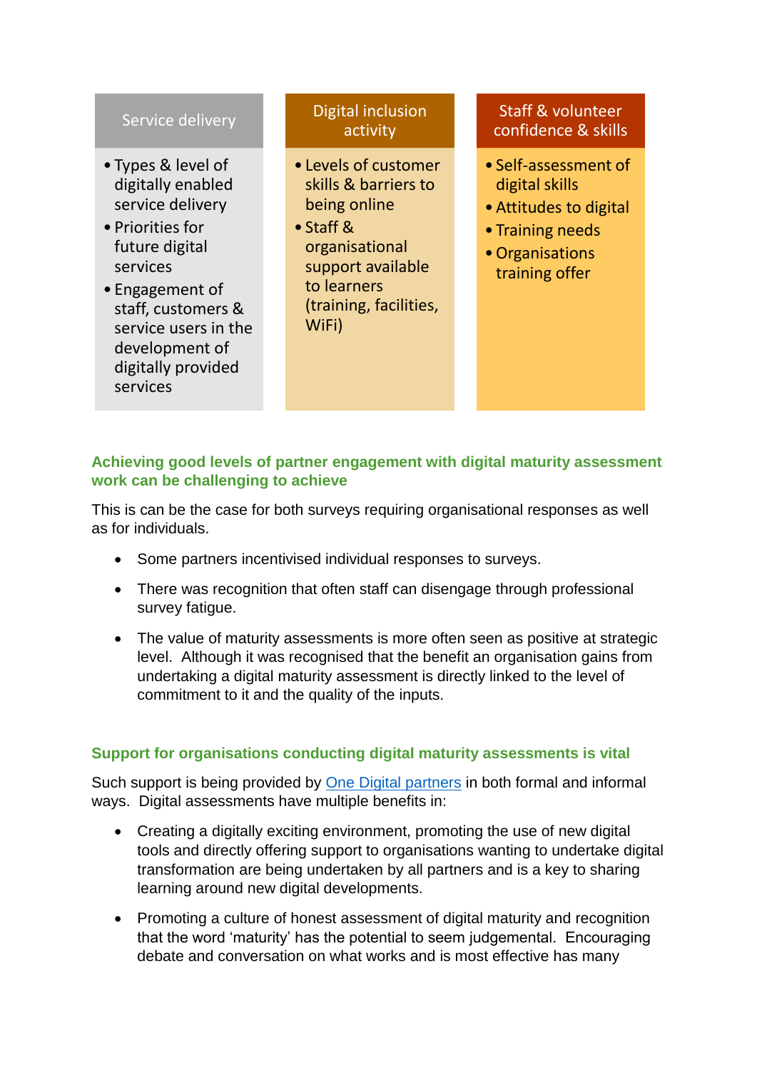| Service delivery | Digital inclusion activity | Staff & volunteer confidence & skills |
| --- | --- | --- |
| • Types & level of digitally enabled service delivery<br>• Priorities for future digital services<br>• Engagement of staff, customers & service users in the development of digitally provided services | • Levels of customer skills & barriers to being online<br>• Staff & organisational support available to learners (training, facilities, WiFi) | • Self-assessment of digital skills<br>• Attitudes to digital<br>• Training needs<br>• Organisations training offer |

### Achieving good levels of partner engagement with digital maturity assessment work can be challenging to achieve

This is can be the case for both surveys requiring organisational responses as well as for individuals.

- Some partners incentivised individual responses to surveys.
- There was recognition that often staff can disengage through professional survey fatigue.
- The value of maturity assessments is more often seen as positive at strategic level. Although it was recognised that the benefit an organisation gains from undertaking a digital maturity assessment is directly linked to the level of commitment to it and the quality of the inputs.

### Support for organisations conducting digital maturity assessments is vital

Such support is being provided by [One Digital partners] in both formal and informal ways. Digital assessments have multiple benefits in:

- Creating a digitally exciting environment, promoting the use of new digital tools and directly offering support to organisations wanting to undertake digital transformation are being undertaken by all partners and is a key to sharing learning around new digital developments.
- Promoting a culture of honest assessment of digital maturity and recognition that the word 'maturity' has the potential to seem judgemental. Encouraging debate and conversation on what works and is most effective has many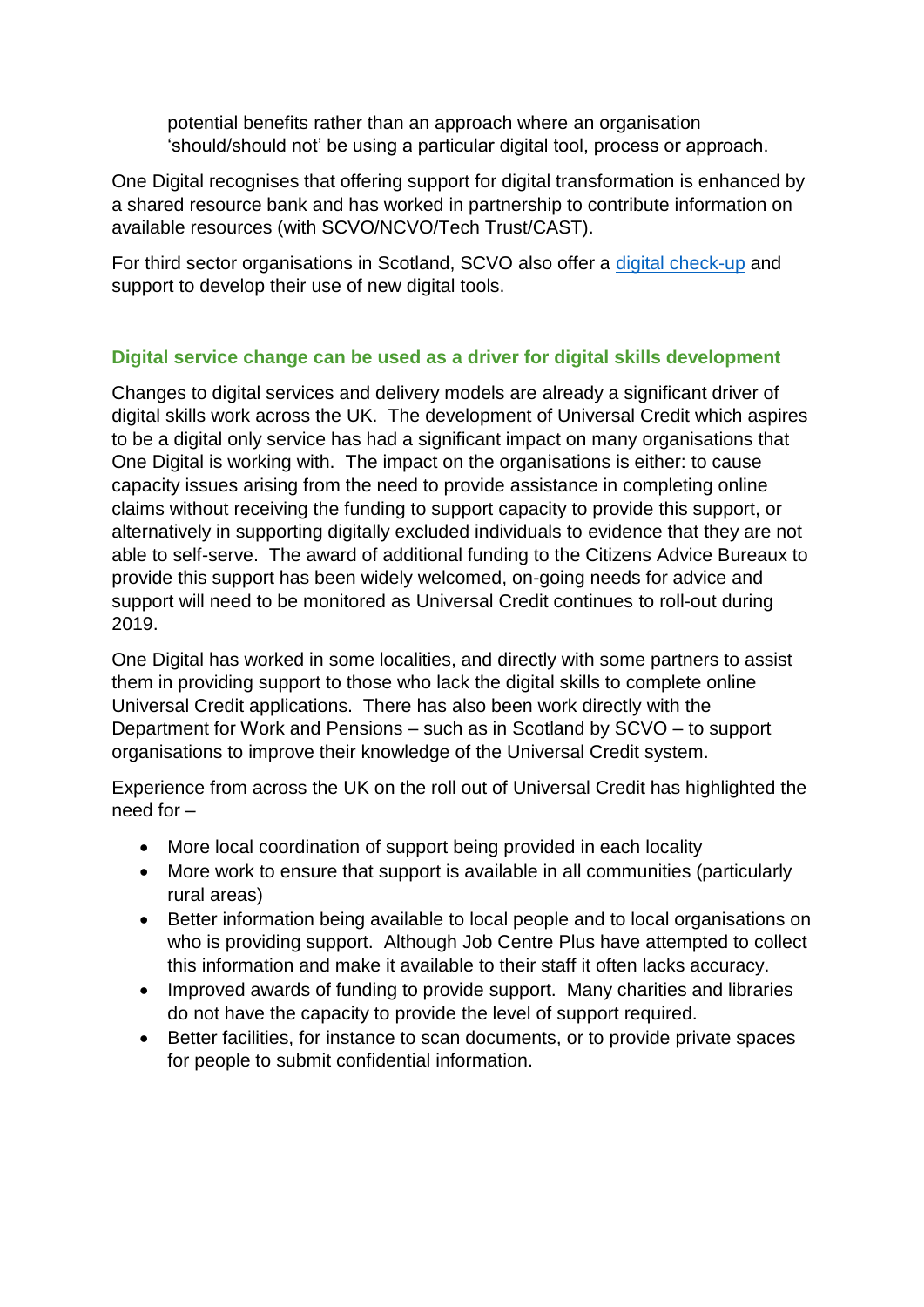potential benefits rather than an approach where an organisation 'should/should not' be using a particular digital tool, process or approach.

One Digital recognises that offering support for digital transformation is enhanced by a shared resource bank and has worked in partnership to contribute information on available resources (with SCVO/NCVO/Tech Trust/CAST).

For third sector organisations in Scotland, SCVO also offer a [digital check-up]() and support to develop their use of new digital tools.

### Digital service change can be used as a driver for digital skills development

Changes to digital services and delivery models are already a significant driver of digital skills work across the UK. The development of Universal Credit which aspires to be a digital only service has had a significant impact on many organisations that One Digital is working with. The impact on the organisations is either: to cause capacity issues arising from the need to provide assistance in completing online claims without receiving the funding to support capacity to provide this support, or alternatively in supporting digitally excluded individuals to evidence that they are not able to self-serve. The award of additional funding to the Citizens Advice Bureaux to provide this support has been widely welcomed, on-going needs for advice and support will need to be monitored as Universal Credit continues to roll-out during 2019.

One Digital has worked in some localities, and directly with some partners to assist them in providing support to those who lack the digital skills to complete online Universal Credit applications. There has also been work directly with the Department for Work and Pensions – such as in Scotland by SCVO – to support organisations to improve their knowledge of the Universal Credit system.

Experience from across the UK on the roll out of Universal Credit has highlighted the need for –

- More local coordination of support being provided in each locality
- More work to ensure that support is available in all communities (particularly rural areas)
- Better information being available to local people and to local organisations on who is providing support. Although Job Centre Plus have attempted to collect this information and make it available to their staff it often lacks accuracy.
- Improved awards of funding to provide support. Many charities and libraries do not have the capacity to provide the level of support required.
- Better facilities, for instance to scan documents, or to provide private spaces for people to submit confidential information.